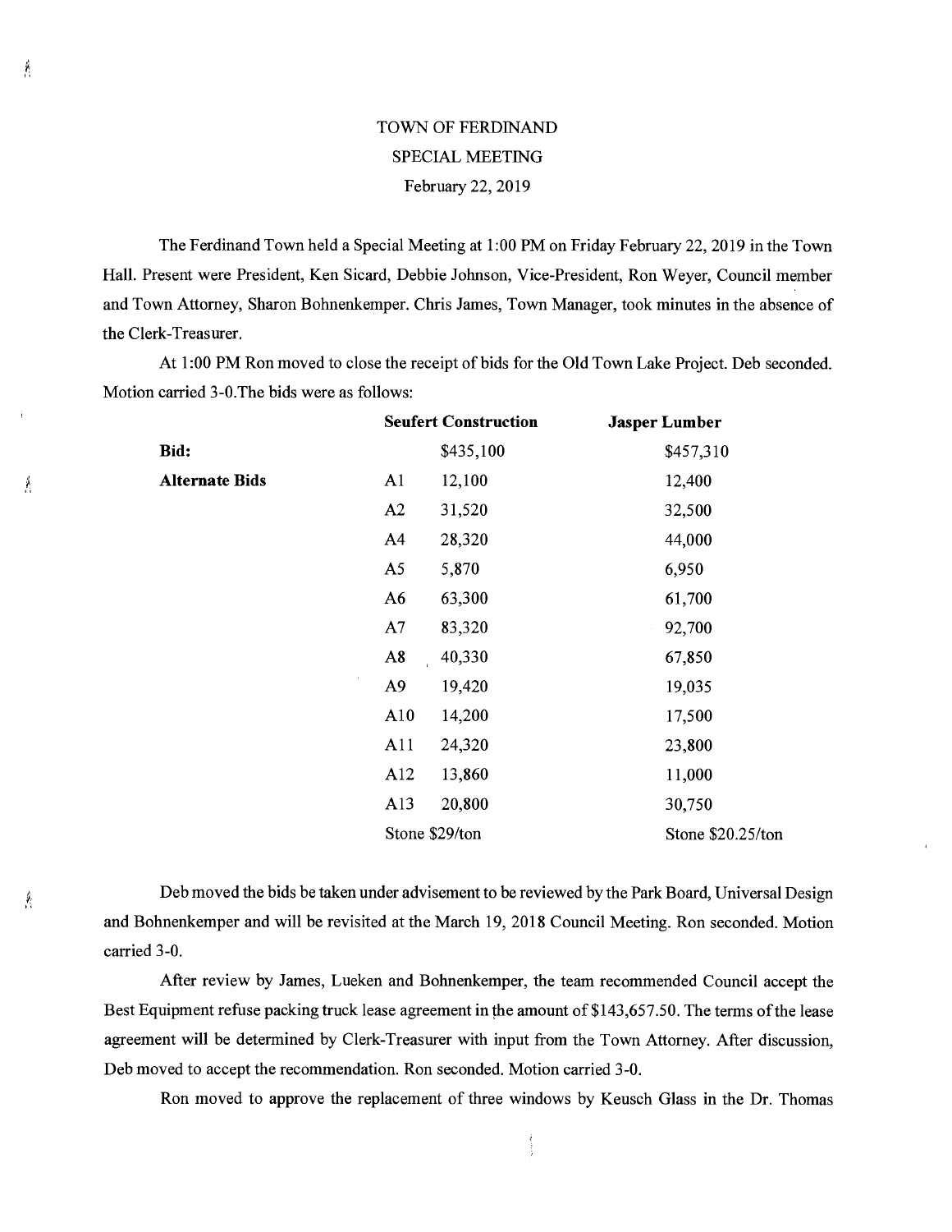TOWN OF FERDINAND

SPECIAL MEETING

February 22, 2019

The Ferdinand Town held a Special Meeting at 1:00 PM on Friday February 22, 2019 in the Town Hall. Present were President, Ken Sicard, Debbie Johnson, Vice-President, Ron Weyer, Council member and Town Attorney, Sharon Bohnenkemper. Chris James, Town Manager, took minutes in the absence of the Clerk-Treasurer.

At 1:00 PM Ron moved to close the receipt of bids for the Old Town Lake Project. Deb seconded. Motion carried 3-0.The bids were as follows:

| | | Seufert Construction | Jasper Lumber |
|---|---|---|---|
| **Bid:** | | $435,100 | $457,310 |
| **Alternate Bids** | A1 | 12,100 | 12,400 |
| | A2 | 31,520 | 32,500 |
| | A4 | 28,320 | 44,000 |
| | A5 | 5,870 | 6,950 |
| | A6 | 63,300 | 61,700 |
| | A7 | 83,320 | 92,700 |
| | A8 | 40,330 | 67,850 |
| | A9 | 19,420 | 19,035 |
| | A10 | 14,200 | 17,500 |
| | A11 | 24,320 | 23,800 |
| | A12 | 13,860 | 11,000 |
| | A13 | 20,800 | 30,750 |
| | | Stone $29/ton | Stone $20.25/ton |

Deb moved the bids be taken under advisement to be reviewed by the Park Board, Universal Design and Bohnenkemper and will be revisited at the March 19, 2018 Council Meeting. Ron seconded. Motion carried 3-0.

After review by James, Lueken and Bohnenkemper, the team recommended Council accept the Best Equipment refuse packing truck lease agreement in the amount of $143,657.50. The terms of the lease agreement will be determined by Clerk-Treasurer with input from the Town Attorney. After discussion, Deb moved to accept the recommendation. Ron seconded. Motion carried 3-0.

Ron moved to approve the replacement of three windows by Keusch Glass in the Dr. Thomas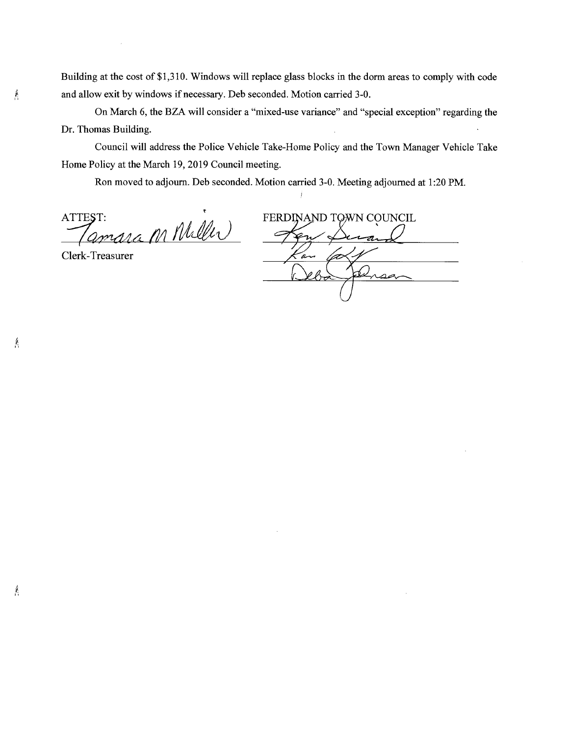Building at the cost of $1,310. Windows will replace glass blocks in the dorm areas to comply with code and allow exit by windows if necessary. Deb seconded. Motion carried 3-0.

On March 6, the BZA will consider a "mixed-use variance" and "special exception" regarding the Dr. Thomas Building.

Council will address the Police Vehicle Take-Home Policy and the Town Manager Vehicle Take Home Policy at the March 19, 2019 Council meeting.

Ron moved to adjourn. Deb seconded. Motion carried 3-0. Meeting adjourned at 1:20 PM.

ATTEST:
Tamara M Miller
Clerk-Treasurer

FERDINAND TOWN COUNCIL